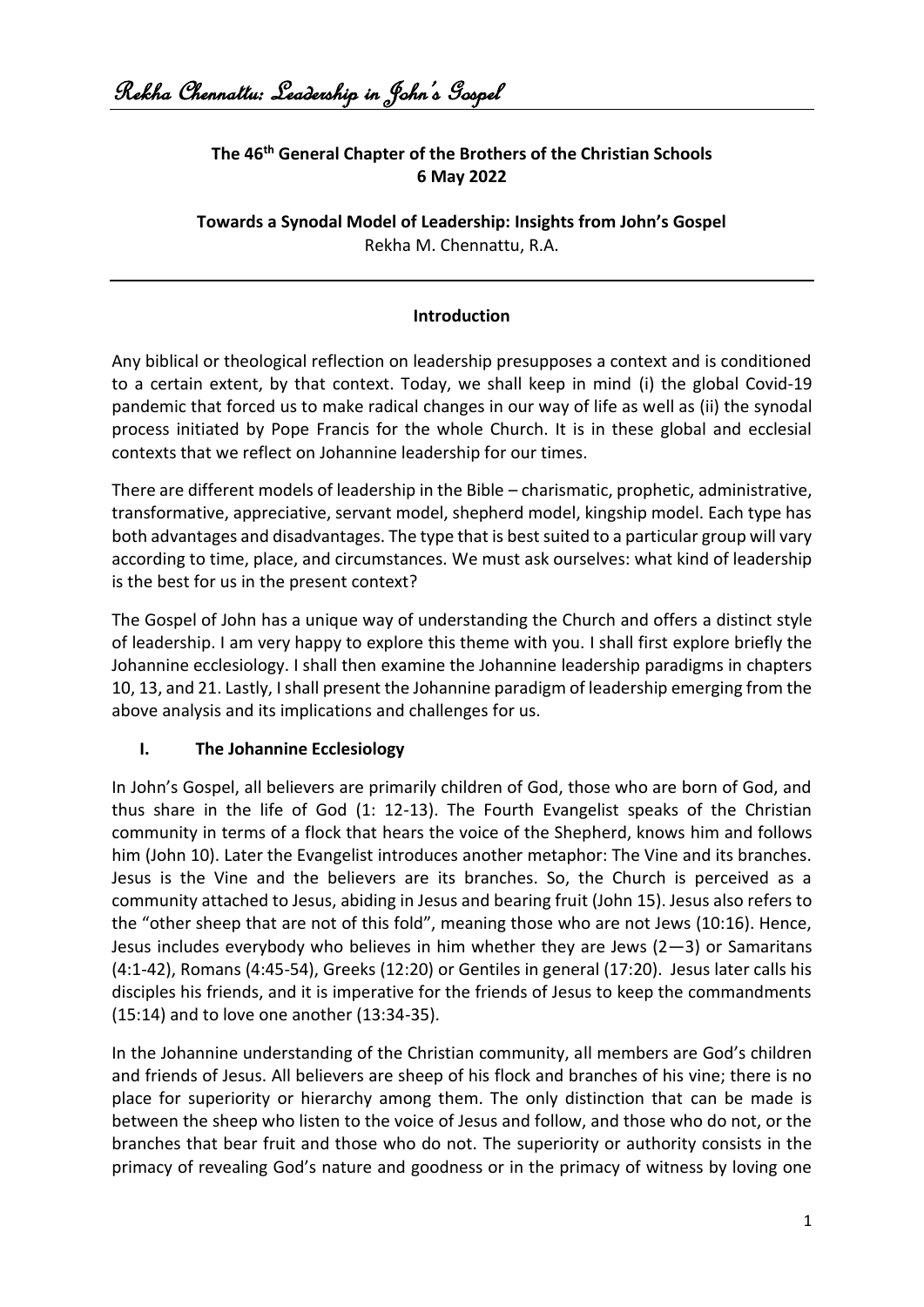**The 46th General Chapter of the Brothers of the Christian Schools**
**6 May 2022**

**Towards a Synodal Model of Leadership: Insights from John's Gospel**
Rekha M. Chennattu, R.A.

## Introduction

Any biblical or theological reflection on leadership presupposes a context and is conditioned to a certain extent, by that context. Today, we shall keep in mind (i) the global Covid-19 pandemic that forced us to make radical changes in our way of life as well as (ii) the synodal process initiated by Pope Francis for the whole Church. It is in these global and ecclesial contexts that we reflect on Johannine leadership for our times.

There are different models of leadership in the Bible – charismatic, prophetic, administrative, transformative, appreciative, servant model, shepherd model, kingship model. Each type has both advantages and disadvantages. The type that is best suited to a particular group will vary according to time, place, and circumstances. We must ask ourselves: what kind of leadership is the best for us in the present context?

The Gospel of John has a unique way of understanding the Church and offers a distinct style of leadership. I am very happy to explore this theme with you. I shall first explore briefly the Johannine ecclesiology. I shall then examine the Johannine leadership paradigms in chapters 10, 13, and 21. Lastly, I shall present the Johannine paradigm of leadership emerging from the above analysis and its implications and challenges for us.

## I. The Johannine Ecclesiology

In John's Gospel, all believers are primarily children of God, those who are born of God, and thus share in the life of God (1: 12-13). The Fourth Evangelist speaks of the Christian community in terms of a flock that hears the voice of the Shepherd, knows him and follows him (John 10). Later the Evangelist introduces another metaphor: The Vine and its branches. Jesus is the Vine and the believers are its branches. So, the Church is perceived as a community attached to Jesus, abiding in Jesus and bearing fruit (John 15). Jesus also refers to the "other sheep that are not of this fold", meaning those who are not Jews (10:16). Hence, Jesus includes everybody who believes in him whether they are Jews (2—3) or Samaritans (4:1-42), Romans (4:45-54), Greeks (12:20) or Gentiles in general (17:20). Jesus later calls his disciples his friends, and it is imperative for the friends of Jesus to keep the commandments (15:14) and to love one another (13:34-35).

In the Johannine understanding of the Christian community, all members are God's children and friends of Jesus. All believers are sheep of his flock and branches of his vine; there is no place for superiority or hierarchy among them. The only distinction that can be made is between the sheep who listen to the voice of Jesus and follow, and those who do not, or the branches that bear fruit and those who do not. The superiority or authority consists in the primacy of revealing God's nature and goodness or in the primacy of witness by loving one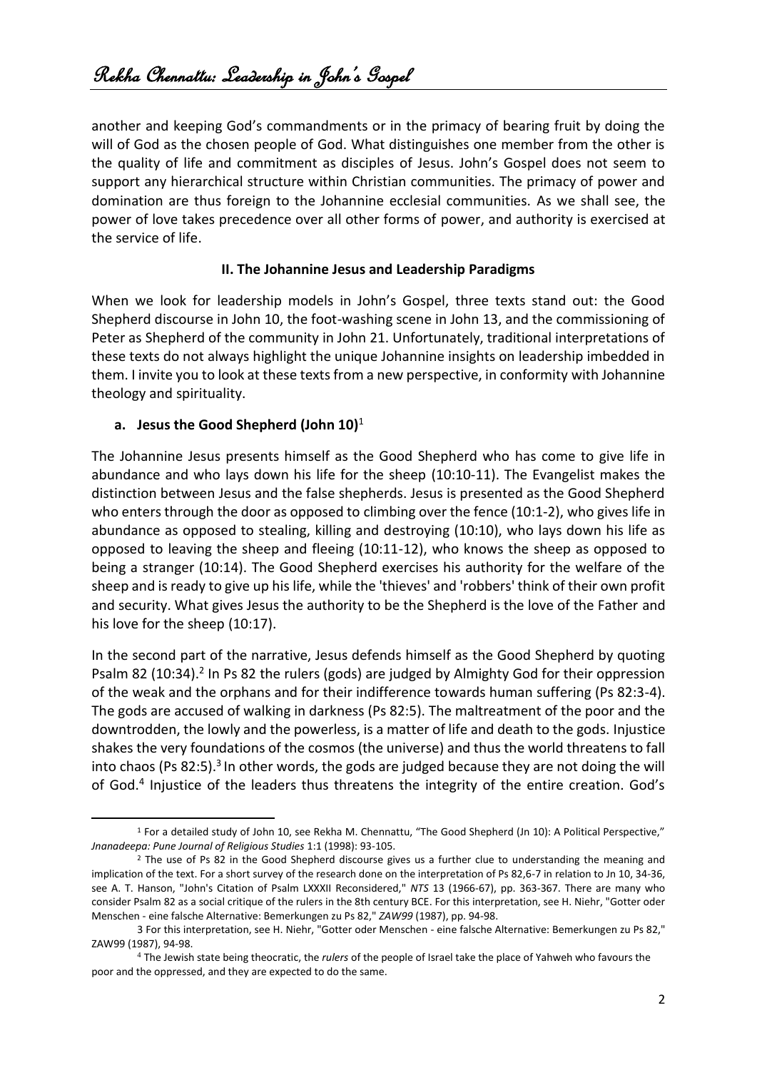another and keeping God's commandments or in the primacy of bearing fruit by doing the will of God as the chosen people of God. What distinguishes one member from the other is the quality of life and commitment as disciples of Jesus. John's Gospel does not seem to support any hierarchical structure within Christian communities. The primacy of power and domination are thus foreign to the Johannine ecclesial communities. As we shall see, the power of love takes precedence over all other forms of power, and authority is exercised at the service of life.

## II. The Johannine Jesus and Leadership Paradigms

When we look for leadership models in John's Gospel, three texts stand out: the Good Shepherd discourse in John 10, the foot-washing scene in John 13, and the commissioning of Peter as Shepherd of the community in John 21. Unfortunately, traditional interpretations of these texts do not always highlight the unique Johannine insights on leadership imbedded in them. I invite you to look at these texts from a new perspective, in conformity with Johannine theology and spirituality.

### a. Jesus the Good Shepherd (John 10)[1]

The Johannine Jesus presents himself as the Good Shepherd who has come to give life in abundance and who lays down his life for the sheep (10:10-11). The Evangelist makes the distinction between Jesus and the false shepherds. Jesus is presented as the Good Shepherd who enters through the door as opposed to climbing over the fence (10:1-2), who gives life in abundance as opposed to stealing, killing and destroying (10:10), who lays down his life as opposed to leaving the sheep and fleeing (10:11-12), who knows the sheep as opposed to being a stranger (10:14). The Good Shepherd exercises his authority for the welfare of the sheep and is ready to give up his life, while the 'thieves' and 'robbers' think of their own profit and security. What gives Jesus the authority to be the Shepherd is the love of the Father and his love for the sheep (10:17).

In the second part of the narrative, Jesus defends himself as the Good Shepherd by quoting Psalm 82 (10:34).[2] In Ps 82 the rulers (gods) are judged by Almighty God for their oppression of the weak and the orphans and for their indifference towards human suffering (Ps 82:3-4). The gods are accused of walking in darkness (Ps 82:5). The maltreatment of the poor and the downtrodden, the lowly and the powerless, is a matter of life and death to the gods. Injustice shakes the very foundations of the cosmos (the universe) and thus the world threatens to fall into chaos (Ps 82:5).[3] In other words, the gods are judged because they are not doing the will of God.[4] Injustice of the leaders thus threatens the integrity of the entire creation. God's

---

[1] For a detailed study of John 10, see Rekha M. Chennattu, "The Good Shepherd (Jn 10): A Political Perspective," *Jnanadeepa: Pune Journal of Religious Studies* 1:1 (1998): 93-105.

[2] The use of Ps 82 in the Good Shepherd discourse gives us a further clue to understanding the meaning and implication of the text. For a short survey of the research done on the interpretation of Ps 82,6-7 in relation to Jn 10, 34-36, see A. T. Hanson, "John's Citation of Psalm LXXXII Reconsidered," *NTS* 13 (1966-67), pp. 363-367. There are many who consider Psalm 82 as a social critique of the rulers in the 8th century BCE. For this interpretation, see H. Niehr, "Gotter oder Menschen - eine falsche Alternative: Bemerkungen zu Ps 82," *ZAW99* (1987), pp. 94-98.

[3] For this interpretation, see H. Niehr, "Gotter oder Menschen - eine falsche Alternative: Bemerkungen zu Ps 82," ZAW99 (1987), 94-98.

[4] The Jewish state being theocratic, the *rulers* of the people of Israel take the place of Yahweh who favours the poor and the oppressed, and they are expected to do the same.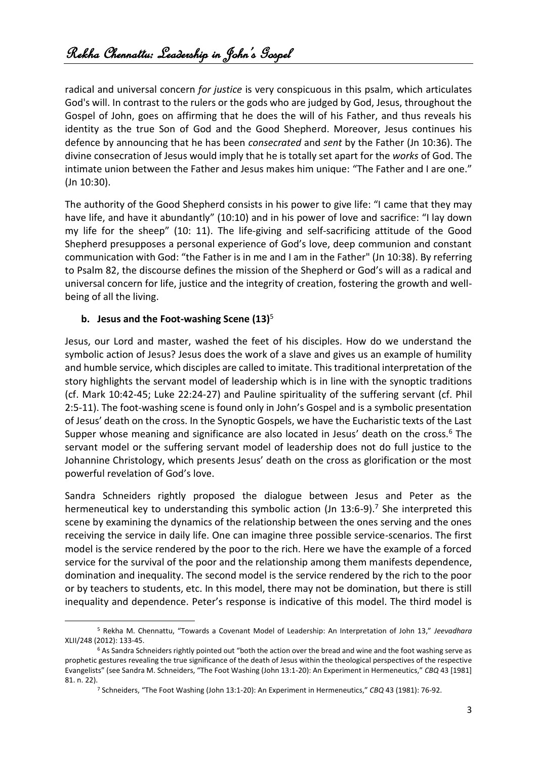radical and universal concern *for justice* is very conspicuous in this psalm, which articulates God's will. In contrast to the rulers or the gods who are judged by God, Jesus, throughout the Gospel of John, goes on affirming that he does the will of his Father, and thus reveals his identity as the true Son of God and the Good Shepherd. Moreover, Jesus continues his defence by announcing that he has been *consecrated* and *sent* by the Father (Jn 10:36). The divine consecration of Jesus would imply that he is totally set apart for the *works* of God. The intimate union between the Father and Jesus makes him unique: "The Father and I are one." (Jn 10:30).

The authority of the Good Shepherd consists in his power to give life: "I came that they may have life, and have it abundantly" (10:10) and in his power of love and sacrifice: "I lay down my life for the sheep" (10: 11). The life-giving and self-sacrificing attitude of the Good Shepherd presupposes a personal experience of God's love, deep communion and constant communication with God: "the Father is in me and I am in the Father" (Jn 10:38). By referring to Psalm 82, the discourse defines the mission of the Shepherd or God's will as a radical and universal concern for life, justice and the integrity of creation, fostering the growth and well-being of all the living.

**b. Jesus and the Foot-washing Scene (13)**[5]

Jesus, our Lord and master, washed the feet of his disciples. How do we understand the symbolic action of Jesus? Jesus does the work of a slave and gives us an example of humility and humble service, which disciples are called to imitate. This traditional interpretation of the story highlights the servant model of leadership which is in line with the synoptic traditions (cf. Mark 10:42-45; Luke 22:24-27) and Pauline spirituality of the suffering servant (cf. Phil 2:5-11). The foot-washing scene is found only in John's Gospel and is a symbolic presentation of Jesus' death on the cross. In the Synoptic Gospels, we have the Eucharistic texts of the Last Supper whose meaning and significance are also located in Jesus' death on the cross.[6] The servant model or the suffering servant model of leadership does not do full justice to the Johannine Christology, which presents Jesus' death on the cross as glorification or the most powerful revelation of God's love.

Sandra Schneiders rightly proposed the dialogue between Jesus and Peter as the hermeneutical key to understanding this symbolic action (Jn 13:6-9).[7] She interpreted this scene by examining the dynamics of the relationship between the ones serving and the ones receiving the service in daily life. One can imagine three possible service-scenarios. The first model is the service rendered by the poor to the rich. Here we have the example of a forced service for the survival of the poor and the relationship among them manifests dependence, domination and inequality. The second model is the service rendered by the rich to the poor or by teachers to students, etc. In this model, there may not be domination, but there is still inequality and dependence. Peter's response is indicative of this model. The third model is

---

[5] Rekha M. Chennattu, "Towards a Covenant Model of Leadership: An Interpretation of John 13," *Jeevadhara* XLII/248 (2012): 133-45.

[6] As Sandra Schneiders rightly pointed out "both the action over the bread and wine and the foot washing serve as prophetic gestures revealing the true significance of the death of Jesus within the theological perspectives of the respective Evangelists" (see Sandra M. Schneiders, "The Foot Washing (John 13:1-20): An Experiment in Hermeneutics," *CBQ* 43 [1981] 81. n. 22).

[7] Schneiders, "The Foot Washing (John 13:1-20): An Experiment in Hermeneutics," *CBQ* 43 (1981): 76-92.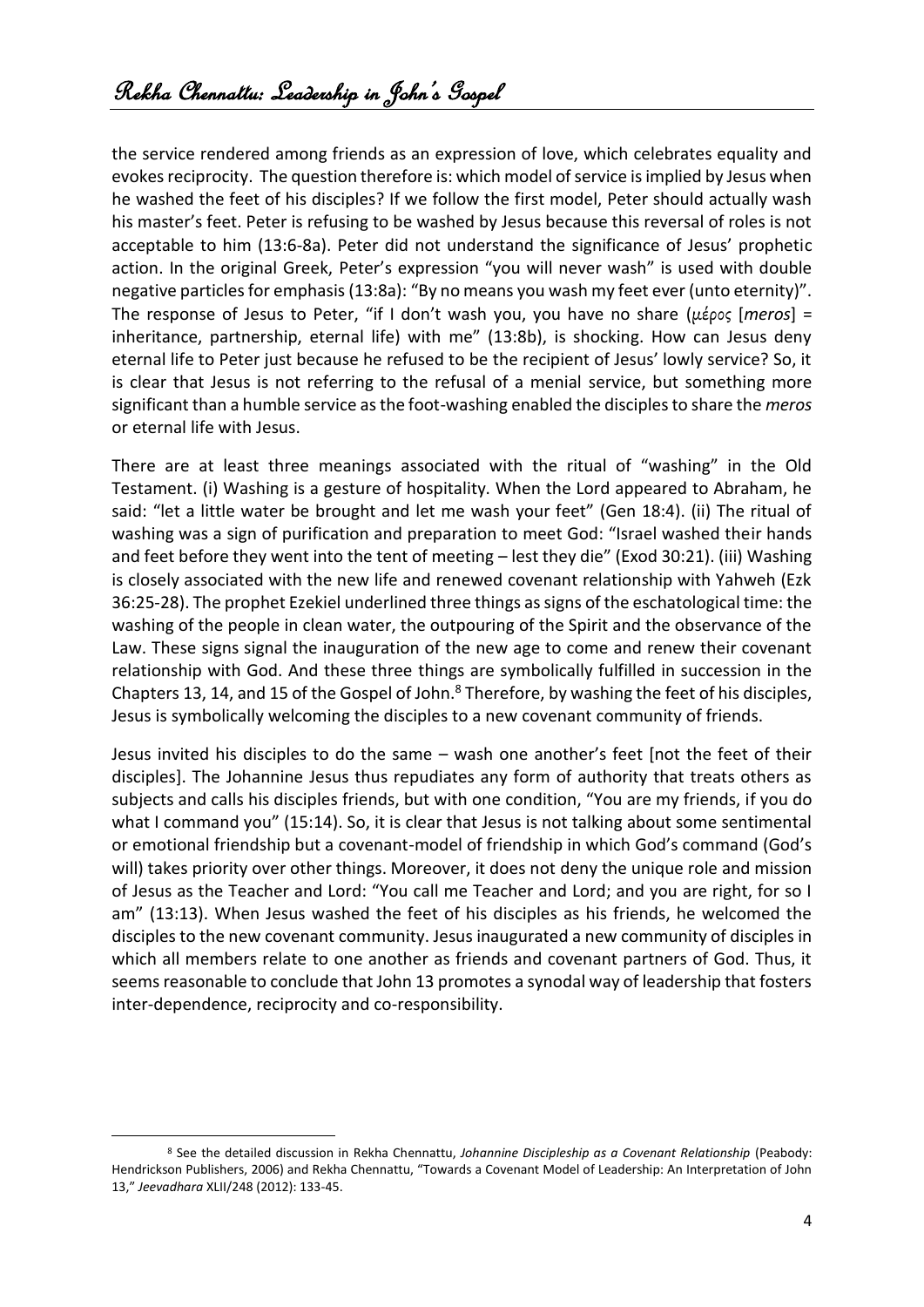the service rendered among friends as an expression of love, which celebrates equality and evokes reciprocity. The question therefore is: which model of service is implied by Jesus when he washed the feet of his disciples? If we follow the first model, Peter should actually wash his master's feet. Peter is refusing to be washed by Jesus because this reversal of roles is not acceptable to him (13:6-8a). Peter did not understand the significance of Jesus' prophetic action. In the original Greek, Peter's expression "you will never wash" is used with double negative particles for emphasis (13:8a): "By no means you wash my feet ever (unto eternity)". The response of Jesus to Peter, "if I don't wash you, you have no share (μέρος [*meros*] = inheritance, partnership, eternal life) with me" (13:8b), is shocking. How can Jesus deny eternal life to Peter just because he refused to be the recipient of Jesus' lowly service? So, it is clear that Jesus is not referring to the refusal of a menial service, but something more significant than a humble service as the foot-washing enabled the disciples to share the *meros* or eternal life with Jesus.

There are at least three meanings associated with the ritual of "washing" in the Old Testament. (i) Washing is a gesture of hospitality. When the Lord appeared to Abraham, he said: "let a little water be brought and let me wash your feet" (Gen 18:4). (ii) The ritual of washing was a sign of purification and preparation to meet God: "Israel washed their hands and feet before they went into the tent of meeting – lest they die" (Exod 30:21). (iii) Washing is closely associated with the new life and renewed covenant relationship with Yahweh (Ezk 36:25-28). The prophet Ezekiel underlined three things as signs of the eschatological time: the washing of the people in clean water, the outpouring of the Spirit and the observance of the Law. These signs signal the inauguration of the new age to come and renew their covenant relationship with God. And these three things are symbolically fulfilled in succession in the Chapters 13, 14, and 15 of the Gospel of John.[8] Therefore, by washing the feet of his disciples, Jesus is symbolically welcoming the disciples to a new covenant community of friends.

Jesus invited his disciples to do the same – wash one another's feet [not the feet of their disciples]. The Johannine Jesus thus repudiates any form of authority that treats others as subjects and calls his disciples friends, but with one condition, "You are my friends, if you do what I command you" (15:14). So, it is clear that Jesus is not talking about some sentimental or emotional friendship but a covenant-model of friendship in which God's command (God's will) takes priority over other things. Moreover, it does not deny the unique role and mission of Jesus as the Teacher and Lord: "You call me Teacher and Lord; and you are right, for so I am" (13:13). When Jesus washed the feet of his disciples as his friends, he welcomed the disciples to the new covenant community. Jesus inaugurated a new community of disciples in which all members relate to one another as friends and covenant partners of God. Thus, it seems reasonable to conclude that John 13 promotes a synodal way of leadership that fosters inter-dependence, reciprocity and co-responsibility.

---

[8] See the detailed discussion in Rekha Chennattu, *Johannine Discipleship as a Covenant Relationship* (Peabody: Hendrickson Publishers, 2006) and Rekha Chennattu, "Towards a Covenant Model of Leadership: An Interpretation of John 13," *Jeevadhara* XLII/248 (2012): 133-45.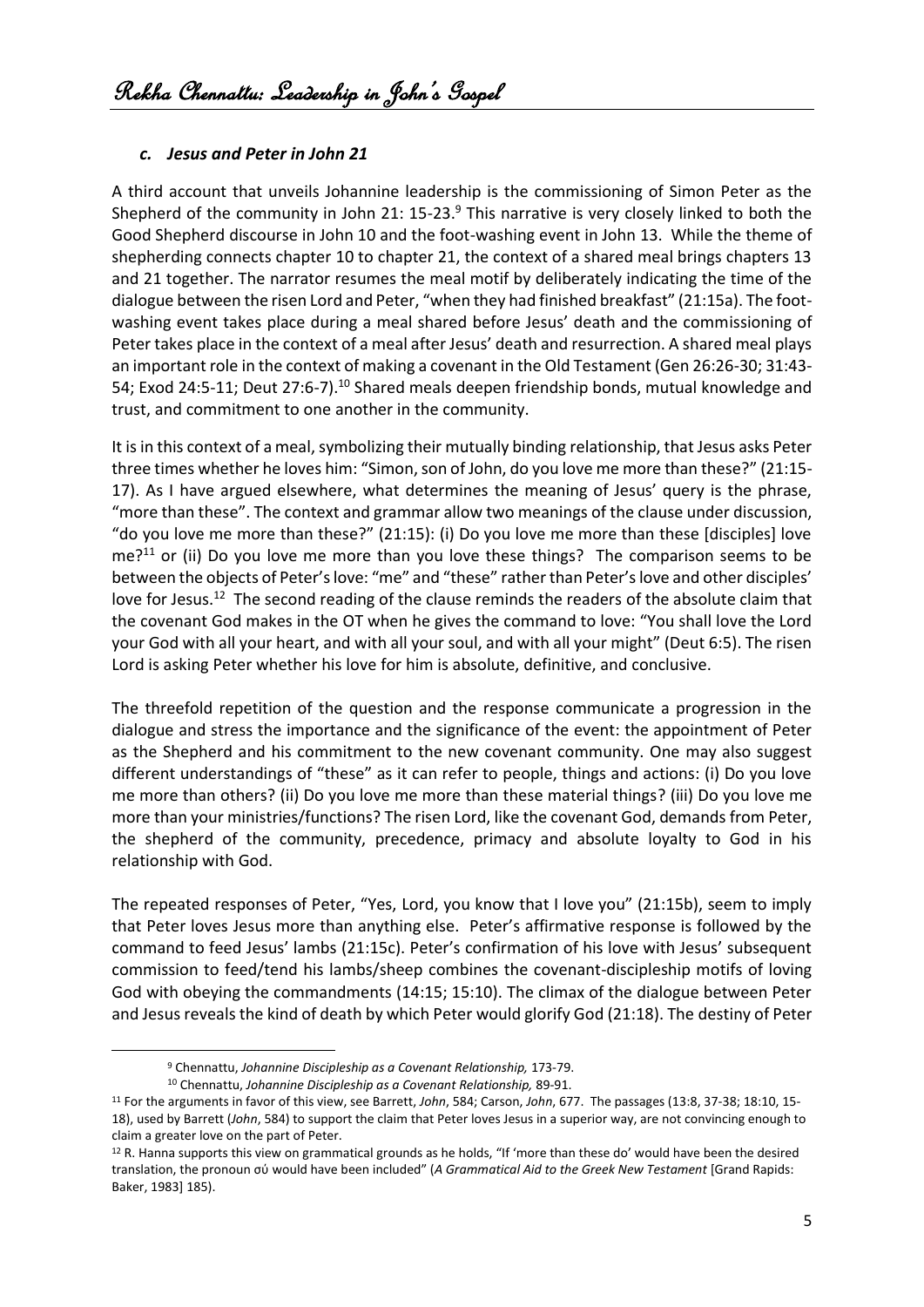### *c. Jesus and Peter in John 21*

A third account that unveils Johannine leadership is the commissioning of Simon Peter as the Shepherd of the community in John 21: 15-23.[9] This narrative is very closely linked to both the Good Shepherd discourse in John 10 and the foot-washing event in John 13. While the theme of shepherding connects chapter 10 to chapter 21, the context of a shared meal brings chapters 13 and 21 together. The narrator resumes the meal motif by deliberately indicating the time of the dialogue between the risen Lord and Peter, "when they had finished breakfast" (21:15a). The foot-washing event takes place during a meal shared before Jesus' death and the commissioning of Peter takes place in the context of a meal after Jesus' death and resurrection. A shared meal plays an important role in the context of making a covenant in the Old Testament (Gen 26:26-30; 31:43-54; Exod 24:5-11; Deut 27:6-7).[10] Shared meals deepen friendship bonds, mutual knowledge and trust, and commitment to one another in the community.

It is in this context of a meal, symbolizing their mutually binding relationship, that Jesus asks Peter three times whether he loves him: "Simon, son of John, do you love me more than these?" (21:15-17). As I have argued elsewhere, what determines the meaning of Jesus' query is the phrase, "more than these". The context and grammar allow two meanings of the clause under discussion, "do you love me more than these?" (21:15): (i) Do you love me more than these [disciples] love me?[11] or (ii) Do you love me more than you love these things? The comparison seems to be between the objects of Peter's love: "me" and "these" rather than Peter's love and other disciples' love for Jesus.[12] The second reading of the clause reminds the readers of the absolute claim that the covenant God makes in the OT when he gives the command to love: "You shall love the Lord your God with all your heart, and with all your soul, and with all your might" (Deut 6:5). The risen Lord is asking Peter whether his love for him is absolute, definitive, and conclusive.

The threefold repetition of the question and the response communicate a progression in the dialogue and stress the importance and the significance of the event: the appointment of Peter as the Shepherd and his commitment to the new covenant community. One may also suggest different understandings of "these" as it can refer to people, things and actions: (i) Do you love me more than others? (ii) Do you love me more than these material things? (iii) Do you love me more than your ministries/functions? The risen Lord, like the covenant God, demands from Peter, the shepherd of the community, precedence, primacy and absolute loyalty to God in his relationship with God.

The repeated responses of Peter, "Yes, Lord, you know that I love you" (21:15b), seem to imply that Peter loves Jesus more than anything else. Peter's affirmative response is followed by the command to feed Jesus' lambs (21:15c). Peter's confirmation of his love with Jesus' subsequent commission to feed/tend his lambs/sheep combines the covenant-discipleship motifs of loving God with obeying the commandments (14:15; 15:10). The climax of the dialogue between Peter and Jesus reveals the kind of death by which Peter would glorify God (21:18). The destiny of Peter

---

[9] Chennattu, *Johannine Discipleship as a Covenant Relationship,* 173-79.

[10] Chennattu, *Johannine Discipleship as a Covenant Relationship,* 89-91.

[11] For the arguments in favor of this view, see Barrett, *John*, 584; Carson, *John*, 677. The passages (13:8, 37-38; 18:10, 15-18), used by Barrett (*John*, 584) to support the claim that Peter loves Jesus in a superior way, are not convincing enough to claim a greater love on the part of Peter.

[12] R. Hanna supports this view on grammatical grounds as he holds, "If 'more than these do' would have been the desired translation, the pronoun σύ would have been included" (*A Grammatical Aid to the Greek New Testament* [Grand Rapids: Baker, 1983] 185).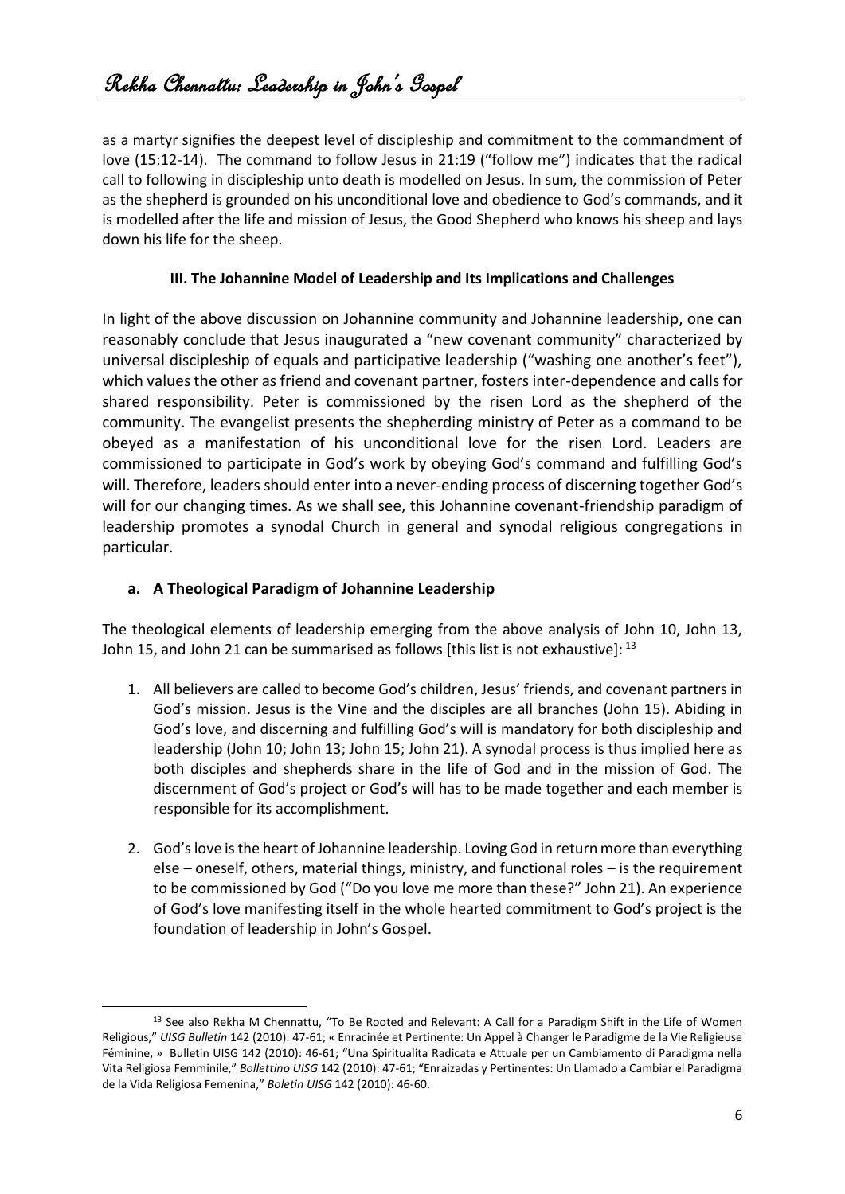as a martyr signifies the deepest level of discipleship and commitment to the commandment of love (15:12-14). The command to follow Jesus in 21:19 ("follow me") indicates that the radical call to following in discipleship unto death is modelled on Jesus. In sum, the commission of Peter as the shepherd is grounded on his unconditional love and obedience to God's commands, and it is modelled after the life and mission of Jesus, the Good Shepherd who knows his sheep and lays down his life for the sheep.

### III. The Johannine Model of Leadership and Its Implications and Challenges

In light of the above discussion on Johannine community and Johannine leadership, one can reasonably conclude that Jesus inaugurated a "new covenant community" characterized by universal discipleship of equals and participative leadership ("washing one another's feet"), which values the other as friend and covenant partner, fosters inter-dependence and calls for shared responsibility. Peter is commissioned by the risen Lord as the shepherd of the community. The evangelist presents the shepherding ministry of Peter as a command to be obeyed as a manifestation of his unconditional love for the risen Lord. Leaders are commissioned to participate in God's work by obeying God's command and fulfilling God's will. Therefore, leaders should enter into a never-ending process of discerning together God's will for our changing times. As we shall see, this Johannine covenant-friendship paradigm of leadership promotes a synodal Church in general and synodal religious congregations in particular.

#### a. A Theological Paradigm of Johannine Leadership

The theological elements of leadership emerging from the above analysis of John 10, John 13, John 15, and John 21 can be summarised as follows [this list is not exhaustive]: [13]

1. All believers are called to become God's children, Jesus' friends, and covenant partners in God's mission. Jesus is the Vine and the disciples are all branches (John 15). Abiding in God's love, and discerning and fulfilling God's will is mandatory for both discipleship and leadership (John 10; John 13; John 15; John 21). A synodal process is thus implied here as both disciples and shepherds share in the life of God and in the mission of God. The discernment of God's project or God's will has to be made together and each member is responsible for its accomplishment.

2. God's love is the heart of Johannine leadership. Loving God in return more than everything else – oneself, others, material things, ministry, and functional roles – is the requirement to be commissioned by God ("Do you love me more than these?" John 21). An experience of God's love manifesting itself in the whole hearted commitment to God's project is the foundation of leadership in John's Gospel.

---

[13] See also Rekha M Chennattu, "To Be Rooted and Relevant: A Call for a Paradigm Shift in the Life of Women Religious," *UISG Bulletin* 142 (2010): 47-61; « Enracinée et Pertinente: Un Appel à Changer le Paradigme de la Vie Religieuse Féminine, » Bulletin UISG 142 (2010): 46-61; "Una Spiritualita Radicata e Attuale per un Cambiamento di Paradigma nella Vita Religiosa Femminile," *Bollettino UISG* 142 (2010): 47-61; "Enraizadas y Pertinentes: Un Llamado a Cambiar el Paradigma de la Vida Religiosa Femenina," *Boletin UISG* 142 (2010): 46-60.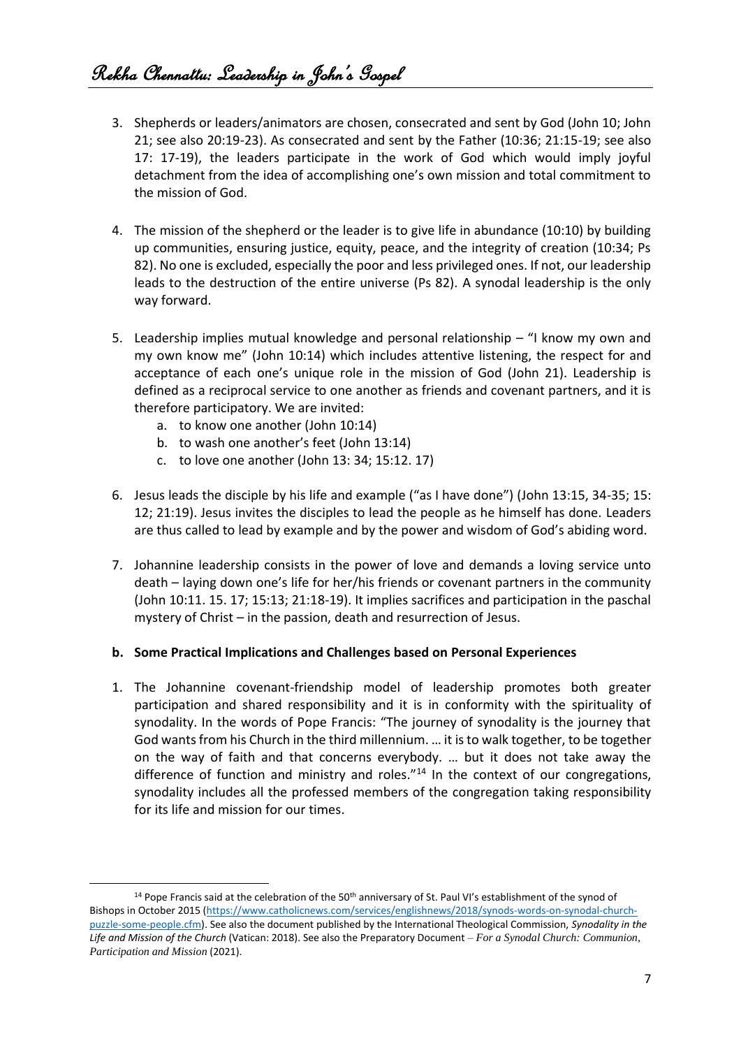3. Shepherds or leaders/animators are chosen, consecrated and sent by God (John 10; John 21; see also 20:19-23). As consecrated and sent by the Father (10:36; 21:15-19; see also 17: 17-19), the leaders participate in the work of God which would imply joyful detachment from the idea of accomplishing one's own mission and total commitment to the mission of God.

4. The mission of the shepherd or the leader is to give life in abundance (10:10) by building up communities, ensuring justice, equity, peace, and the integrity of creation (10:34; Ps 82). No one is excluded, especially the poor and less privileged ones. If not, our leadership leads to the destruction of the entire universe (Ps 82). A synodal leadership is the only way forward.

5. Leadership implies mutual knowledge and personal relationship – "I know my own and my own know me" (John 10:14) which includes attentive listening, the respect for and acceptance of each one's unique role in the mission of God (John 21). Leadership is defined as a reciprocal service to one another as friends and covenant partners, and it is therefore participatory. We are invited:
   a. to know one another (John 10:14)
   b. to wash one another's feet (John 13:14)
   c. to love one another (John 13: 34; 15:12. 17)

6. Jesus leads the disciple by his life and example ("as I have done") (John 13:15, 34-35; 15: 12; 21:19). Jesus invites the disciples to lead the people as he himself has done. Leaders are thus called to lead by example and by the power and wisdom of God's abiding word.

7. Johannine leadership consists in the power of love and demands a loving service unto death – laying down one's life for her/his friends or covenant partners in the community (John 10:11. 15. 17; 15:13; 21:18-19). It implies sacrifices and participation in the paschal mystery of Christ – in the passion, death and resurrection of Jesus.

**b. Some Practical Implications and Challenges based on Personal Experiences**

1. The Johannine covenant-friendship model of leadership promotes both greater participation and shared responsibility and it is in conformity with the spirituality of synodality. In the words of Pope Francis: "The journey of synodality is the journey that God wants from his Church in the third millennium. … it is to walk together, to be together on the way of faith and that concerns everybody. … but it does not take away the difference of function and ministry and roles."[14] In the context of our congregations, synodality includes all the professed members of the congregation taking responsibility for its life and mission for our times.

---

[14] Pope Francis said at the celebration of the 50th anniversary of St. Paul VI's establishment of the synod of Bishops in October 2015 (https://www.catholicnews.com/services/englishnews/2018/synods-words-on-synodal-church-puzzle-some-people.cfm). See also the document published by the International Theological Commission, *Synodality in the Life and Mission of the Church* (Vatican: 2018). See also the Preparatory Document – *For a Synodal Church: Communion, Participation and Mission* (2021).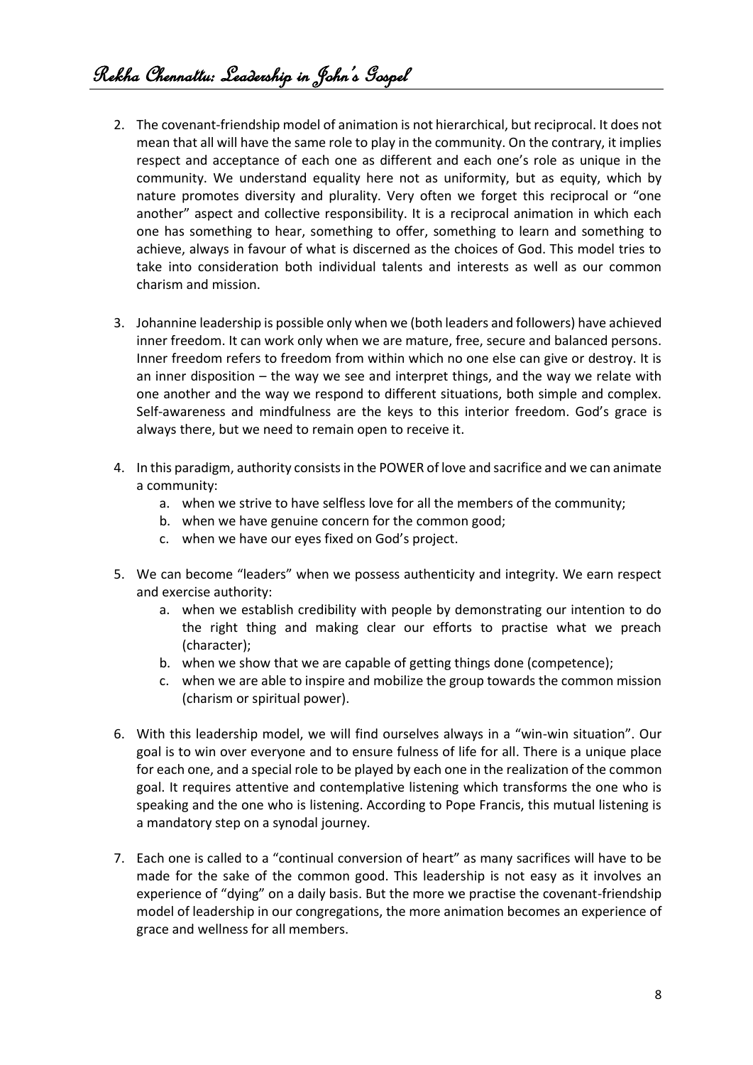2. The covenant-friendship model of animation is not hierarchical, but reciprocal. It does not mean that all will have the same role to play in the community. On the contrary, it implies respect and acceptance of each one as different and each one's role as unique in the community. We understand equality here not as uniformity, but as equity, which by nature promotes diversity and plurality. Very often we forget this reciprocal or "one another" aspect and collective responsibility. It is a reciprocal animation in which each one has something to hear, something to offer, something to learn and something to achieve, always in favour of what is discerned as the choices of God. This model tries to take into consideration both individual talents and interests as well as our common charism and mission.

3. Johannine leadership is possible only when we (both leaders and followers) have achieved inner freedom. It can work only when we are mature, free, secure and balanced persons. Inner freedom refers to freedom from within which no one else can give or destroy. It is an inner disposition – the way we see and interpret things, and the way we relate with one another and the way we respond to different situations, both simple and complex. Self-awareness and mindfulness are the keys to this interior freedom. God's grace is always there, but we need to remain open to receive it.

4. In this paradigm, authority consists in the POWER of love and sacrifice and we can animate a community:
   a. when we strive to have selfless love for all the members of the community;
   b. when we have genuine concern for the common good;
   c. when we have our eyes fixed on God's project.

5. We can become "leaders" when we possess authenticity and integrity. We earn respect and exercise authority:
   a. when we establish credibility with people by demonstrating our intention to do the right thing and making clear our efforts to practise what we preach (character);
   b. when we show that we are capable of getting things done (competence);
   c. when we are able to inspire and mobilize the group towards the common mission (charism or spiritual power).

6. With this leadership model, we will find ourselves always in a "win-win situation". Our goal is to win over everyone and to ensure fulness of life for all. There is a unique place for each one, and a special role to be played by each one in the realization of the common goal. It requires attentive and contemplative listening which transforms the one who is speaking and the one who is listening. According to Pope Francis, this mutual listening is a mandatory step on a synodal journey.

7. Each one is called to a "continual conversion of heart" as many sacrifices will have to be made for the sake of the common good. This leadership is not easy as it involves an experience of "dying" on a daily basis. But the more we practise the covenant-friendship model of leadership in our congregations, the more animation becomes an experience of grace and wellness for all members.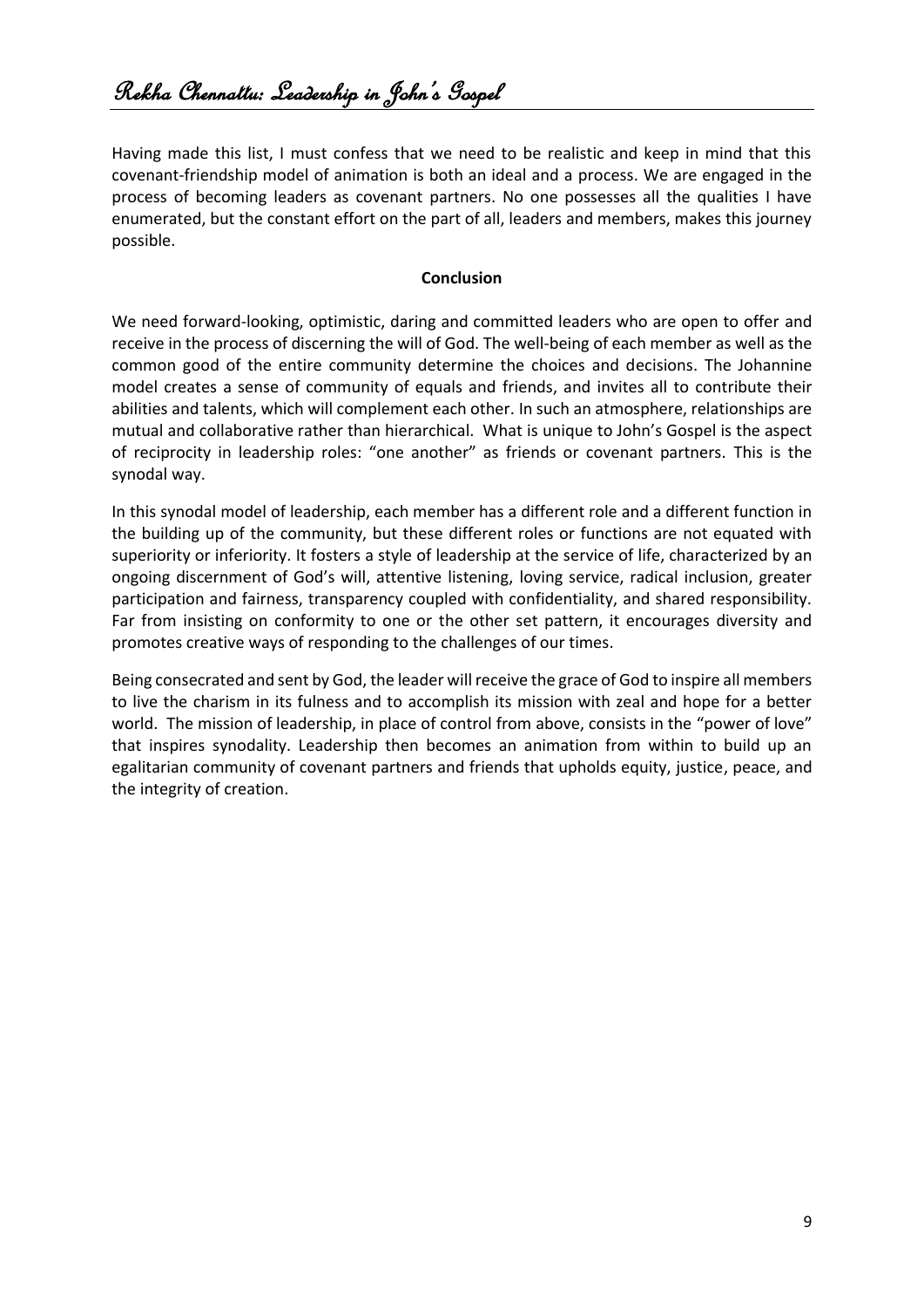Having made this list, I must confess that we need to be realistic and keep in mind that this covenant-friendship model of animation is both an ideal and a process. We are engaged in the process of becoming leaders as covenant partners. No one possesses all the qualities I have enumerated, but the constant effort on the part of all, leaders and members, makes this journey possible.

## Conclusion

We need forward-looking, optimistic, daring and committed leaders who are open to offer and receive in the process of discerning the will of God. The well-being of each member as well as the common good of the entire community determine the choices and decisions. The Johannine model creates a sense of community of equals and friends, and invites all to contribute their abilities and talents, which will complement each other. In such an atmosphere, relationships are mutual and collaborative rather than hierarchical. What is unique to John's Gospel is the aspect of reciprocity in leadership roles: "one another" as friends or covenant partners. This is the synodal way.

In this synodal model of leadership, each member has a different role and a different function in the building up of the community, but these different roles or functions are not equated with superiority or inferiority. It fosters a style of leadership at the service of life, characterized by an ongoing discernment of God's will, attentive listening, loving service, radical inclusion, greater participation and fairness, transparency coupled with confidentiality, and shared responsibility. Far from insisting on conformity to one or the other set pattern, it encourages diversity and promotes creative ways of responding to the challenges of our times.

Being consecrated and sent by God, the leader will receive the grace of God to inspire all members to live the charism in its fulness and to accomplish its mission with zeal and hope for a better world. The mission of leadership, in place of control from above, consists in the "power of love" that inspires synodality. Leadership then becomes an animation from within to build up an egalitarian community of covenant partners and friends that upholds equity, justice, peace, and the integrity of creation.